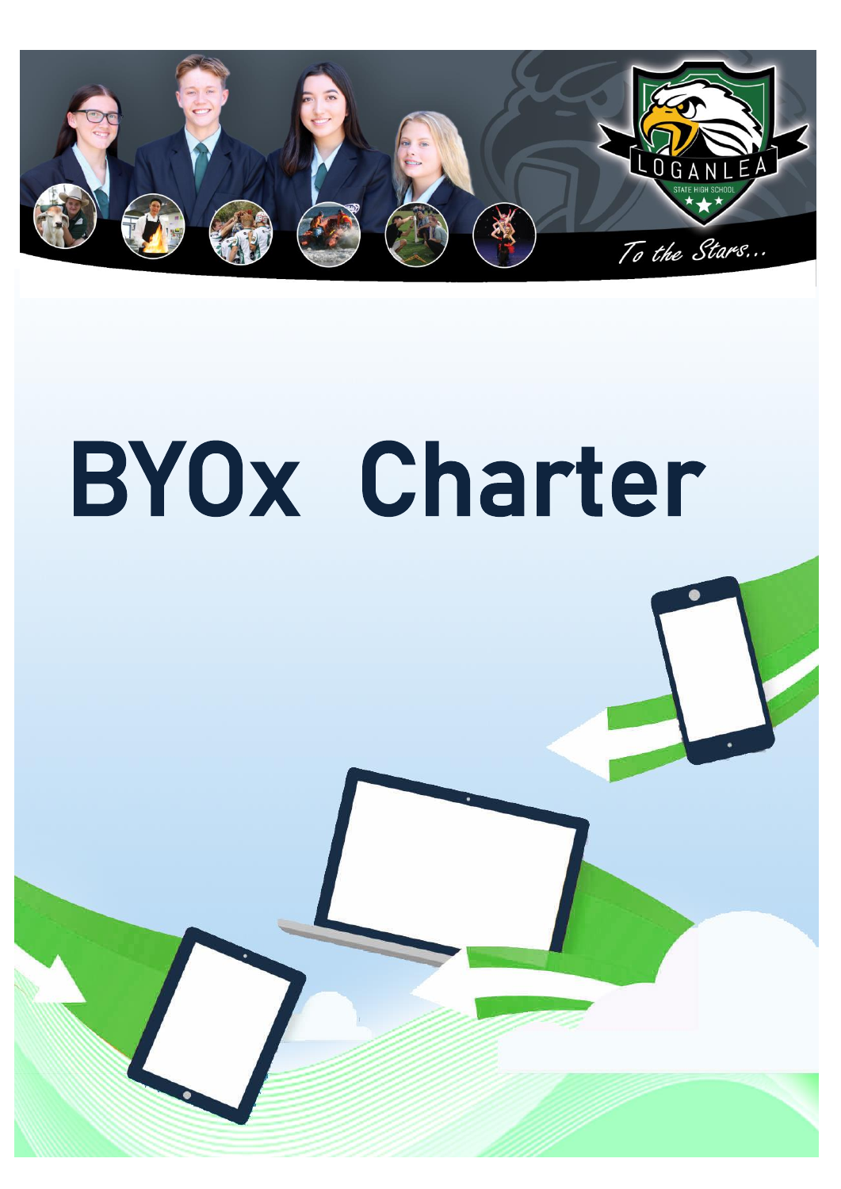LOGANLEA

STATE HIGH SCHOOL

*To the Stars...*

# BYOx Charter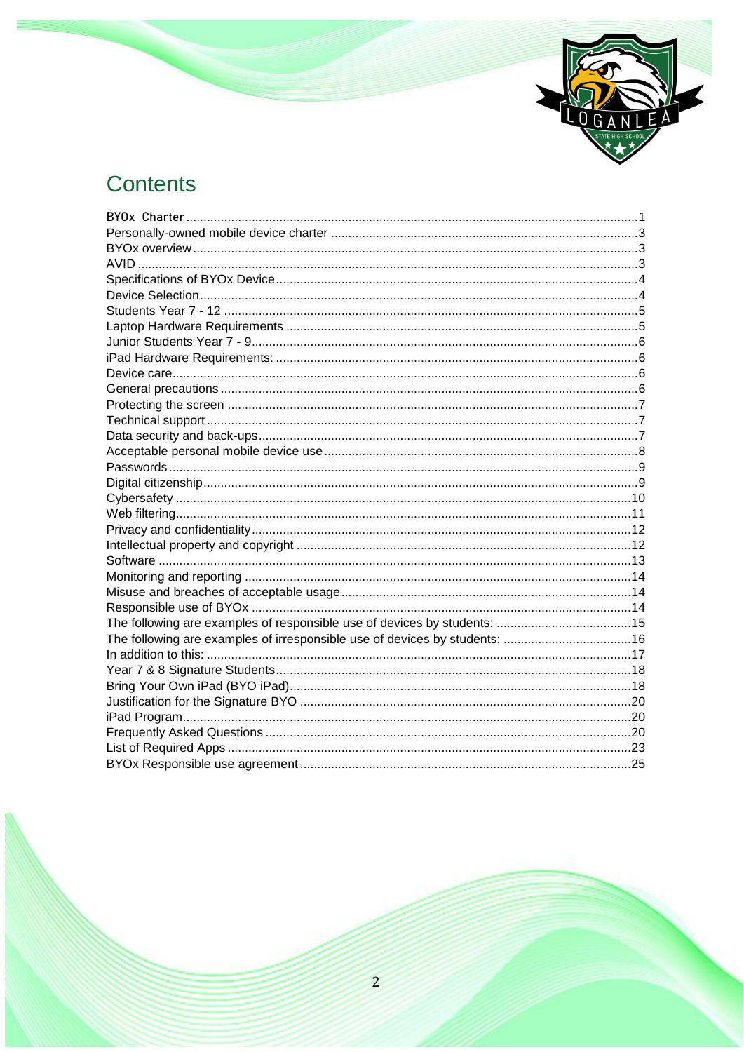# Contents

BYOx Charter .......... 1
Personally-owned mobile device charter .......... 3
BYOx overview .......... 3
AVID .......... 3
Specifications of BYOx Device .......... 4
Device Selection .......... 4
Students Year 7 - 12 .......... 5
Laptop Hardware Requirements .......... 5
Junior Students Year 7 - 9 .......... 6
iPad Hardware Requirements: .......... 6
Device care .......... 6
General precautions .......... 6
Protecting the screen .......... 7
Technical support .......... 7
Data security and back-ups .......... 7
Acceptable personal mobile device use .......... 8
Passwords .......... 9
Digital citizenship .......... 9
Cybersafety .......... 10
Web filtering .......... 11
Privacy and confidentiality .......... 12
Intellectual property and copyright .......... 12
Software .......... 13
Monitoring and reporting .......... 14
Misuse and breaches of acceptable usage .......... 14
Responsible use of BYOx .......... 14
The following are examples of responsible use of devices by students: .......... 15
The following are examples of irresponsible use of devices by students: .......... 16
In addition to this: .......... 17
Year 7 & 8 Signature Students .......... 18
Bring Your Own iPad (BYO iPad) .......... 18
Justification for the Signature BYO .......... 20
iPad Program .......... 20
Frequently Asked Questions .......... 20
List of Required Apps .......... 23
BYOx Responsible use agreement .......... 25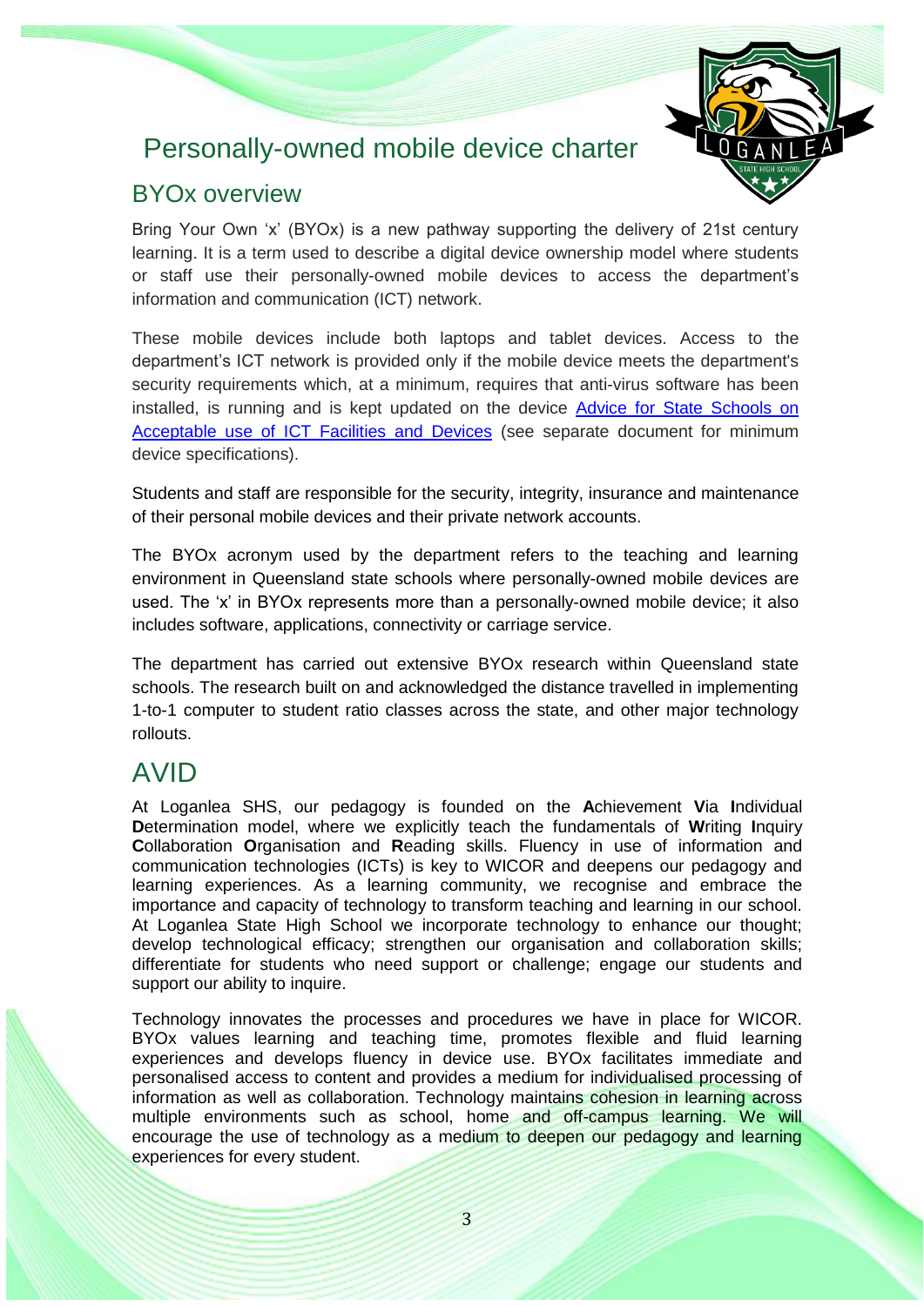# Personally-owned mobile device charter

## BYOx overview

Bring Your Own 'x' (BYOx) is a new pathway supporting the delivery of 21st century learning. It is a term used to describe a digital device ownership model where students or staff use their personally-owned mobile devices to access the department's information and communication (ICT) network.

These mobile devices include both laptops and tablet devices. Access to the department's ICT network is provided only if the mobile device meets the department's security requirements which, at a minimum, requires that anti-virus software has been installed, is running and is kept updated on the device [Advice for State Schools on Acceptable use of ICT Facilities and Devices] (see separate document for minimum device specifications).

Students and staff are responsible for the security, integrity, insurance and maintenance of their personal mobile devices and their private network accounts.

The BYOx acronym used by the department refers to the teaching and learning environment in Queensland state schools where personally-owned mobile devices are used. The 'x' in BYOx represents more than a personally-owned mobile device; it also includes software, applications, connectivity or carriage service.

The department has carried out extensive BYOx research within Queensland state schools. The research built on and acknowledged the distance travelled in implementing 1-to-1 computer to student ratio classes across the state, and other major technology rollouts.

# AVID

At Loganlea SHS, our pedagogy is founded on the **A**chievement **V**ia **I**ndividual **D**etermination model, where we explicitly teach the fundamentals of **W**riting **I**nquiry **C**ollaboration **O**rganisation and **R**eading skills. Fluency in use of information and communication technologies (ICTs) is key to WICOR and deepens our pedagogy and learning experiences. As a learning community, we recognise and embrace the importance and capacity of technology to transform teaching and learning in our school. At Loganlea State High School we incorporate technology to enhance our thought; develop technological efficacy; strengthen our organisation and collaboration skills; differentiate for students who need support or challenge; engage our students and support our ability to inquire.

Technology innovates the processes and procedures we have in place for WICOR. BYOx values learning and teaching time, promotes flexible and fluid learning experiences and develops fluency in device use. BYOx facilitates immediate and personalised access to content and provides a medium for individualised processing of information as well as collaboration. Technology maintains cohesion in learning across multiple environments such as school, home and off-campus learning. We will encourage the use of technology as a medium to deepen our pedagogy and learning experiences for every student.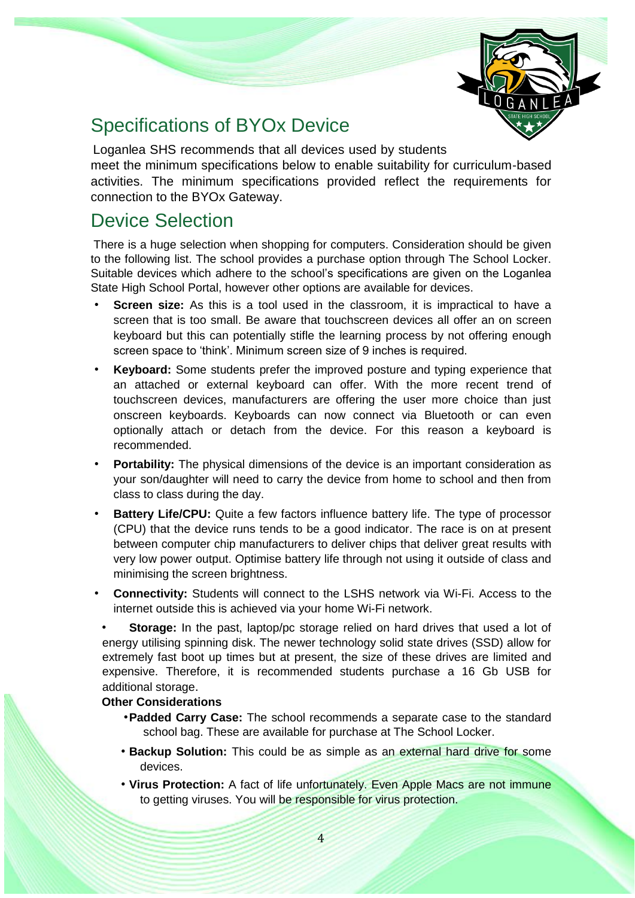## Specifications of BYOx Device

Loganlea SHS recommends that all devices used by students meet the minimum specifications below to enable suitability for curriculum-based activities. The minimum specifications provided reflect the requirements for connection to the BYOx Gateway.

## Device Selection

There is a huge selection when shopping for computers. Consideration should be given to the following list. The school provides a purchase option through The School Locker. Suitable devices which adhere to the school's specifications are given on the Loganlea State High School Portal, however other options are available for devices.

- **Screen size:** As this is a tool used in the classroom, it is impractical to have a screen that is too small. Be aware that touchscreen devices all offer an on screen keyboard but this can potentially stifle the learning process by not offering enough screen space to 'think'. Minimum screen size of 9 inches is required.
- **Keyboard:** Some students prefer the improved posture and typing experience that an attached or external keyboard can offer. With the more recent trend of touchscreen devices, manufacturers are offering the user more choice than just onscreen keyboards. Keyboards can now connect via Bluetooth or can even optionally attach or detach from the device. For this reason a keyboard is recommended.
- **Portability:** The physical dimensions of the device is an important consideration as your son/daughter will need to carry the device from home to school and then from class to class during the day.
- **Battery Life/CPU:** Quite a few factors influence battery life. The type of processor (CPU) that the device runs tends to be a good indicator. The race is on at present between computer chip manufacturers to deliver chips that deliver great results with very low power output. Optimise battery life through not using it outside of class and minimising the screen brightness.
- **Connectivity:** Students will connect to the LSHS network via Wi-Fi. Access to the internet outside this is achieved via your home Wi-Fi network.
- **Storage:** In the past, laptop/pc storage relied on hard drives that used a lot of energy utilising spinning disk. The newer technology solid state drives (SSD) allow for extremely fast boot up times but at present, the size of these drives are limited and expensive. Therefore, it is recommended students purchase a 16 Gb USB for additional storage.

**Other Considerations**

- **Padded Carry Case:** The school recommends a separate case to the standard school bag. These are available for purchase at The School Locker.
- **Backup Solution:** This could be as simple as an external hard drive for some devices.
- **Virus Protection:** A fact of life unfortunately. Even Apple Macs are not immune to getting viruses. You will be responsible for virus protection.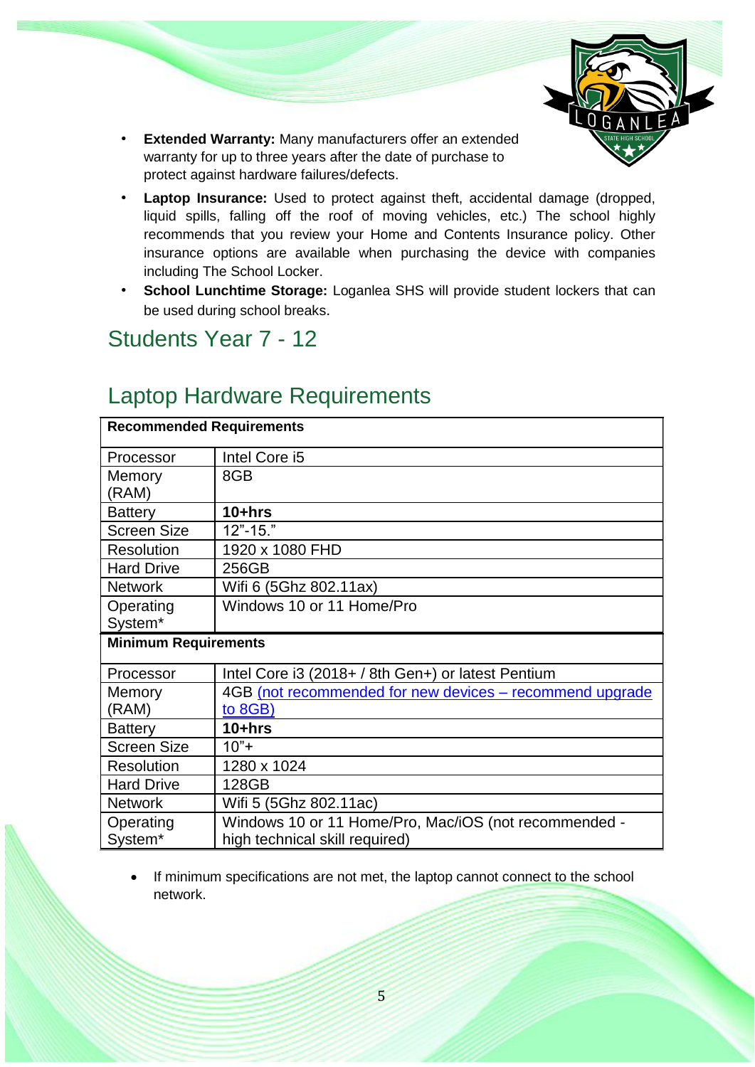- **Extended Warranty:** Many manufacturers offer an extended warranty for up to three years after the date of purchase to protect against hardware failures/defects.
- **Laptop Insurance:** Used to protect against theft, accidental damage (dropped, liquid spills, falling off the roof of moving vehicles, etc.) The school highly recommends that you review your Home and Contents Insurance policy. Other insurance options are available when purchasing the device with companies including The School Locker.
- **School Lunchtime Storage:** Loganlea SHS will provide student lockers that can be used during school breaks.

## Students Year 7 - 12

## Laptop Hardware Requirements

| **Recommended Requirements** | |
|---|---|
| Processor | Intel Core i5 |
| Memory (RAM) | 8GB |
| Battery | **10+hrs** |
| Screen Size | 12”-15.” |
| Resolution | 1920 x 1080 FHD |
| Hard Drive | 256GB |
| Network | Wifi 6 (5Ghz 802.11ax) |
| Operating System* | Windows 10 or 11 Home/Pro |
| **Minimum Requirements** | |
| Processor | Intel Core i3 (2018+ / 8th Gen+) or latest Pentium |
| Memory (RAM) | 4GB (not recommended for new devices – recommend upgrade to 8GB) |
| Battery | **10+hrs** |
| Screen Size | 10”+ |
| Resolution | 1280 x 1024 |
| Hard Drive | 128GB |
| Network | Wifi 5 (5Ghz 802.11ac) |
| Operating System* | Windows 10 or 11 Home/Pro, Mac/iOS (not recommended - high technical skill required) |

- If minimum specifications are not met, the laptop cannot connect to the school network.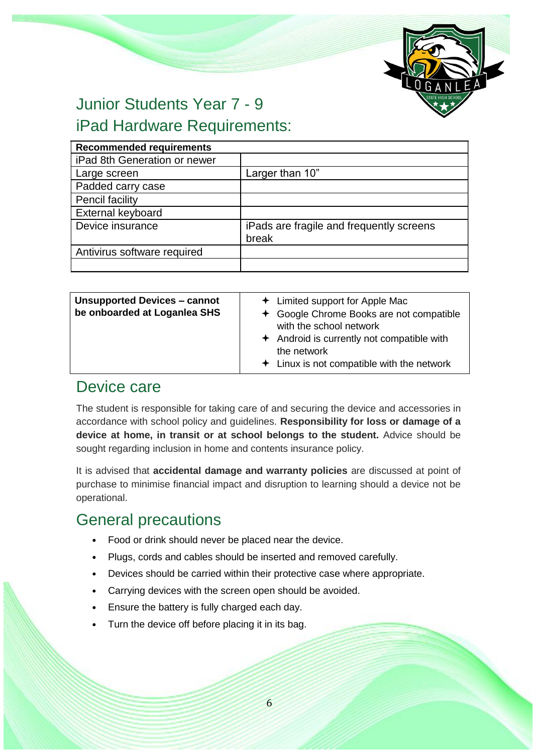# Junior Students Year 7 - 9

# iPad Hardware Requirements:

| Recommended requirements | |
|---|---|
| iPad 8th Generation or newer | |
| Large screen | Larger than 10" |
| Padded carry case | |
| Pencil facility | |
| External keyboard | |
| Device insurance | iPads are fragile and frequently screens break |
| Antivirus software required | |
| | |

| **Unsupported Devices – cannot be onboarded at Loganlea SHS** | ✦ Limited support for Apple Mac<br>✦ Google Chrome Books are not compatible with the school network<br>✦ Android is currently not compatible with the network<br>✦ Linux is not compatible with the network |
|---|---|

## Device care

The student is responsible for taking care of and securing the device and accessories in accordance with school policy and guidelines. **Responsibility for loss or damage of a device at home, in transit or at school belongs to the student.** Advice should be sought regarding inclusion in home and contents insurance policy.

It is advised that **accidental damage and warranty policies** are discussed at point of purchase to minimise financial impact and disruption to learning should a device not be operational.

## General precautions

- Food or drink should never be placed near the device.
- Plugs, cords and cables should be inserted and removed carefully.
- Devices should be carried within their protective case where appropriate.
- Carrying devices with the screen open should be avoided.
- Ensure the battery is fully charged each day.
- Turn the device off before placing it in its bag.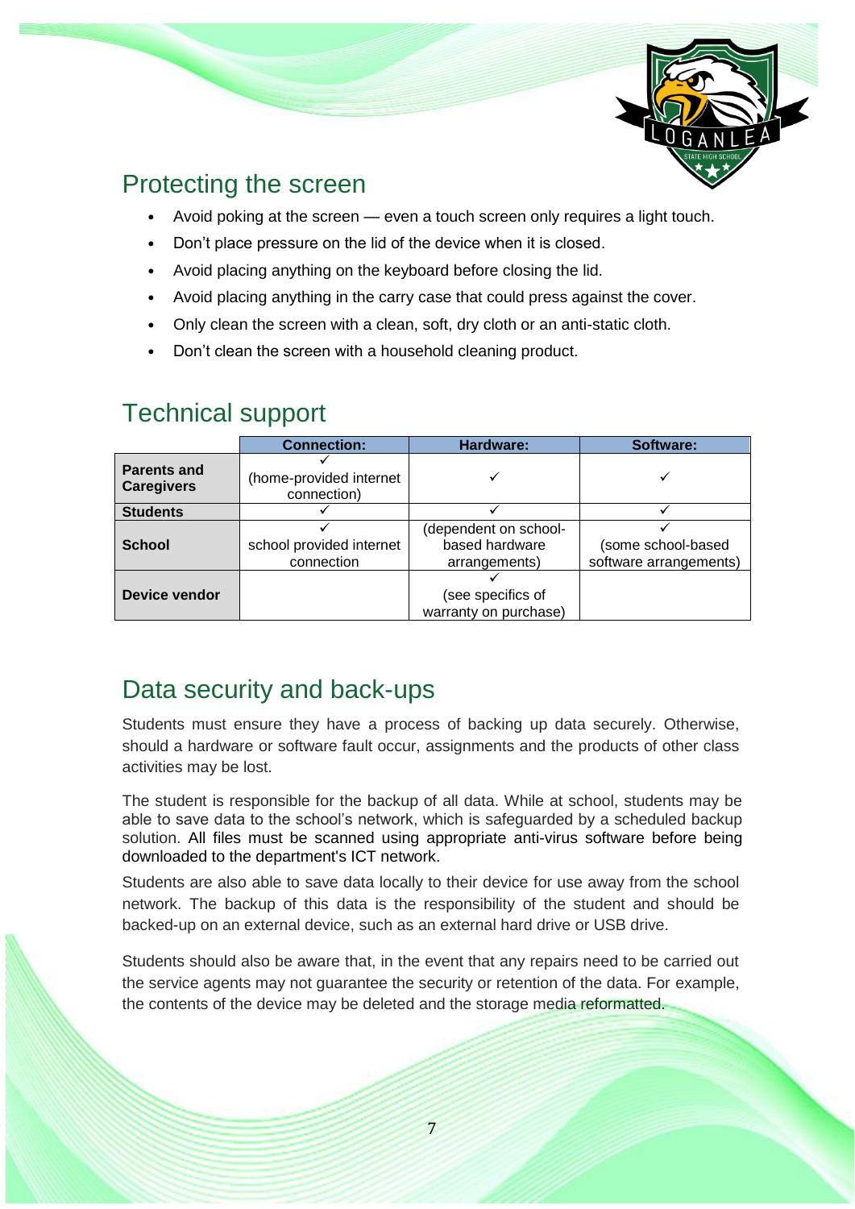## Protecting the screen

- Avoid poking at the screen — even a touch screen only requires a light touch.
- Don't place pressure on the lid of the device when it is closed.
- Avoid placing anything on the keyboard before closing the lid.
- Avoid placing anything in the carry case that could press against the cover.
- Only clean the screen with a clean, soft, dry cloth or an anti-static cloth.
- Don't clean the screen with a household cleaning product.

## Technical support

| | Connection: | Hardware: | Software: |
|---|---|---|---|
| **Parents and Caregivers** | ✓ (home-provided internet connection) | ✓ | ✓ |
| **Students** | ✓ | ✓ | ✓ |
| **School** | ✓ school provided internet connection | (dependent on school-based hardware arrangements) | ✓ (some school-based software arrangements) |
| **Device vendor** | | ✓ (see specifics of warranty on purchase) | |

## Data security and back-ups

Students must ensure they have a process of backing up data securely. Otherwise, should a hardware or software fault occur, assignments and the products of other class activities may be lost.

The student is responsible for the backup of all data. While at school, students may be able to save data to the school's network, which is safeguarded by a scheduled backup solution. All files must be scanned using appropriate anti-virus software before being downloaded to the department's ICT network.

Students are also able to save data locally to their device for use away from the school network. The backup of this data is the responsibility of the student and should be backed-up on an external device, such as an external hard drive or USB drive.

Students should also be aware that, in the event that any repairs need to be carried out the service agents may not guarantee the security or retention of the data. For example, the contents of the device may be deleted and the storage media reformatted.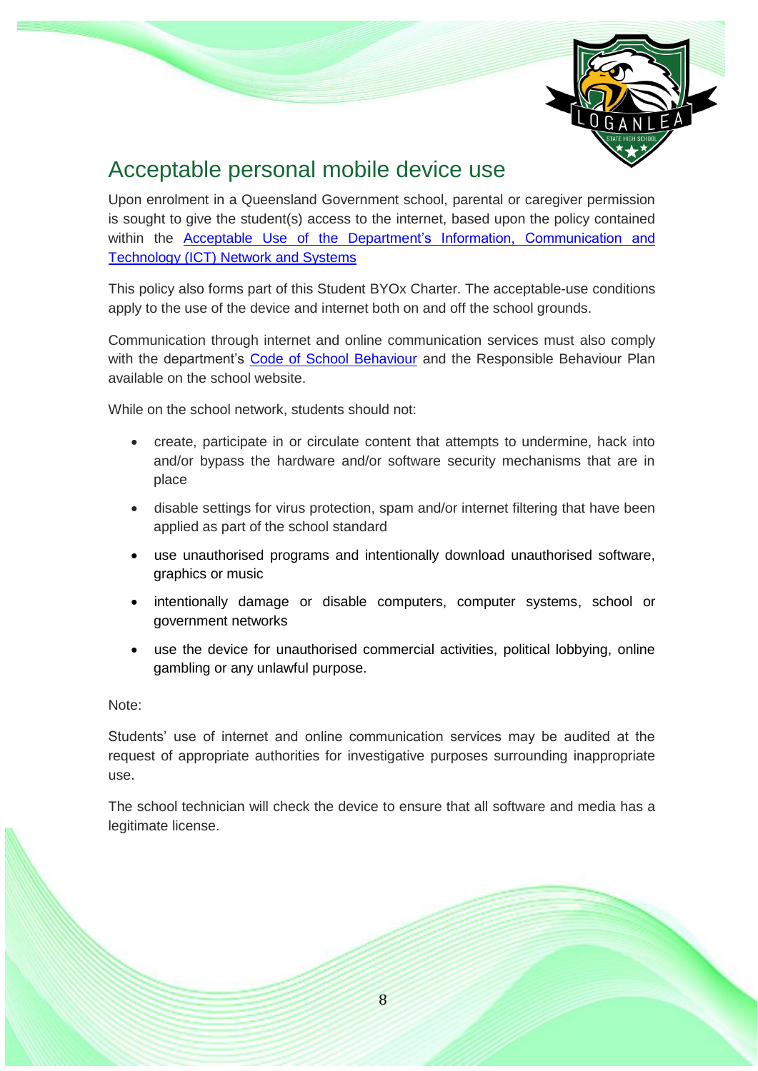## Acceptable personal mobile device use

Upon enrolment in a Queensland Government school, parental or caregiver permission is sought to give the student(s) access to the internet, based upon the policy contained within the [Acceptable Use of the Department's Information, Communication and Technology (ICT) Network and Systems]

This policy also forms part of this Student BYOx Charter. The acceptable-use conditions apply to the use of the device and internet both on and off the school grounds.

Communication through internet and online communication services must also comply with the department's [Code of School Behaviour] and the Responsible Behaviour Plan available on the school website.

While on the school network, students should not:

- create, participate in or circulate content that attempts to undermine, hack into and/or bypass the hardware and/or software security mechanisms that are in place
- disable settings for virus protection, spam and/or internet filtering that have been applied as part of the school standard
- use unauthorised programs and intentionally download unauthorised software, graphics or music
- intentionally damage or disable computers, computer systems, school or government networks
- use the device for unauthorised commercial activities, political lobbying, online gambling or any unlawful purpose.

Note:

Students' use of internet and online communication services may be audited at the request of appropriate authorities for investigative purposes surrounding inappropriate use.

The school technician will check the device to ensure that all software and media has a legitimate license.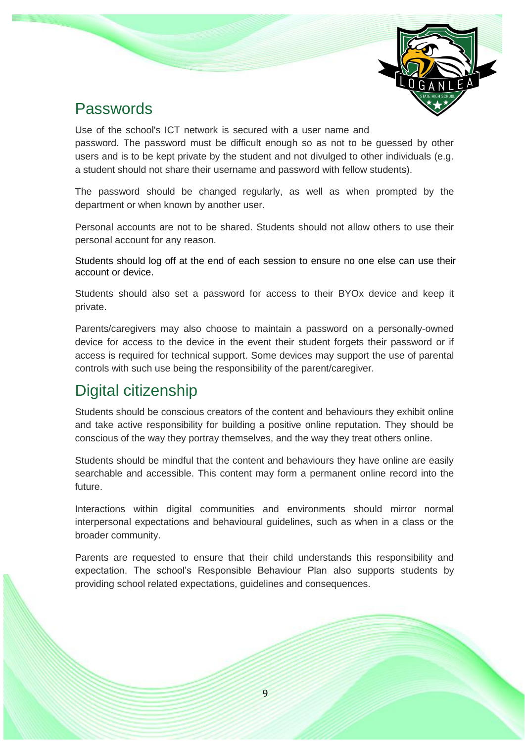## Passwords

Use of the school's ICT network is secured with a user name and password. The password must be difficult enough so as not to be guessed by other users and is to be kept private by the student and not divulged to other individuals (e.g. a student should not share their username and password with fellow students).

The password should be changed regularly, as well as when prompted by the department or when known by another user.

Personal accounts are not to be shared. Students should not allow others to use their personal account for any reason.

Students should log off at the end of each session to ensure no one else can use their account or device.

Students should also set a password for access to their BYOx device and keep it private.

Parents/caregivers may also choose to maintain a password on a personally-owned device for access to the device in the event their student forgets their password or if access is required for technical support. Some devices may support the use of parental controls with such use being the responsibility of the parent/caregiver.

## Digital citizenship

Students should be conscious creators of the content and behaviours they exhibit online and take active responsibility for building a positive online reputation. They should be conscious of the way they portray themselves, and the way they treat others online.

Students should be mindful that the content and behaviours they have online are easily searchable and accessible. This content may form a permanent online record into the future.

Interactions within digital communities and environments should mirror normal interpersonal expectations and behavioural guidelines, such as when in a class or the broader community.

Parents are requested to ensure that their child understands this responsibility and expectation. The school's Responsible Behaviour Plan also supports students by providing school related expectations, guidelines and consequences.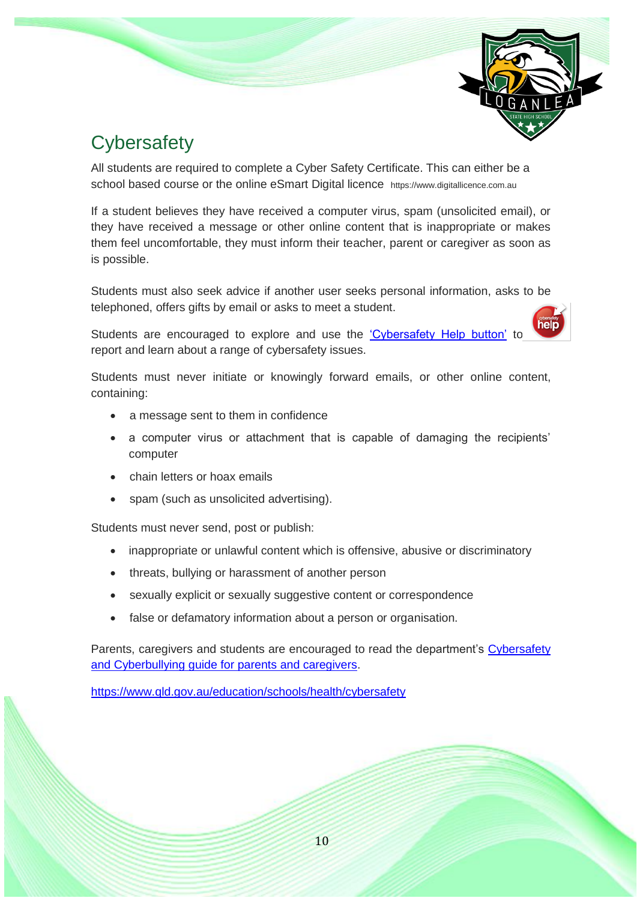# Cybersafety

All students are required to complete a Cyber Safety Certificate. This can either be a school based course or the online eSmart Digital licence https://www.digitallicence.com.au

If a student believes they have received a computer virus, spam (unsolicited email), or they have received a message or other online content that is inappropriate or makes them feel uncomfortable, they must inform their teacher, parent or caregiver as soon as is possible.

Students must also seek advice if another user seeks personal information, asks to be telephoned, offers gifts by email or asks to meet a student.

Students are encouraged to explore and use the 'Cybersafety Help button' to report and learn about a range of cybersafety issues.

Students must never initiate or knowingly forward emails, or other online content, containing:

- a message sent to them in confidence
- a computer virus or attachment that is capable of damaging the recipients' computer
- chain letters or hoax emails
- spam (such as unsolicited advertising).

Students must never send, post or publish:

- inappropriate or unlawful content which is offensive, abusive or discriminatory
- threats, bullying or harassment of another person
- sexually explicit or sexually suggestive content or correspondence
- false or defamatory information about a person or organisation.

Parents, caregivers and students are encouraged to read the department's Cybersafety and Cyberbullying guide for parents and caregivers.

https://www.qld.gov.au/education/schools/health/cybersafety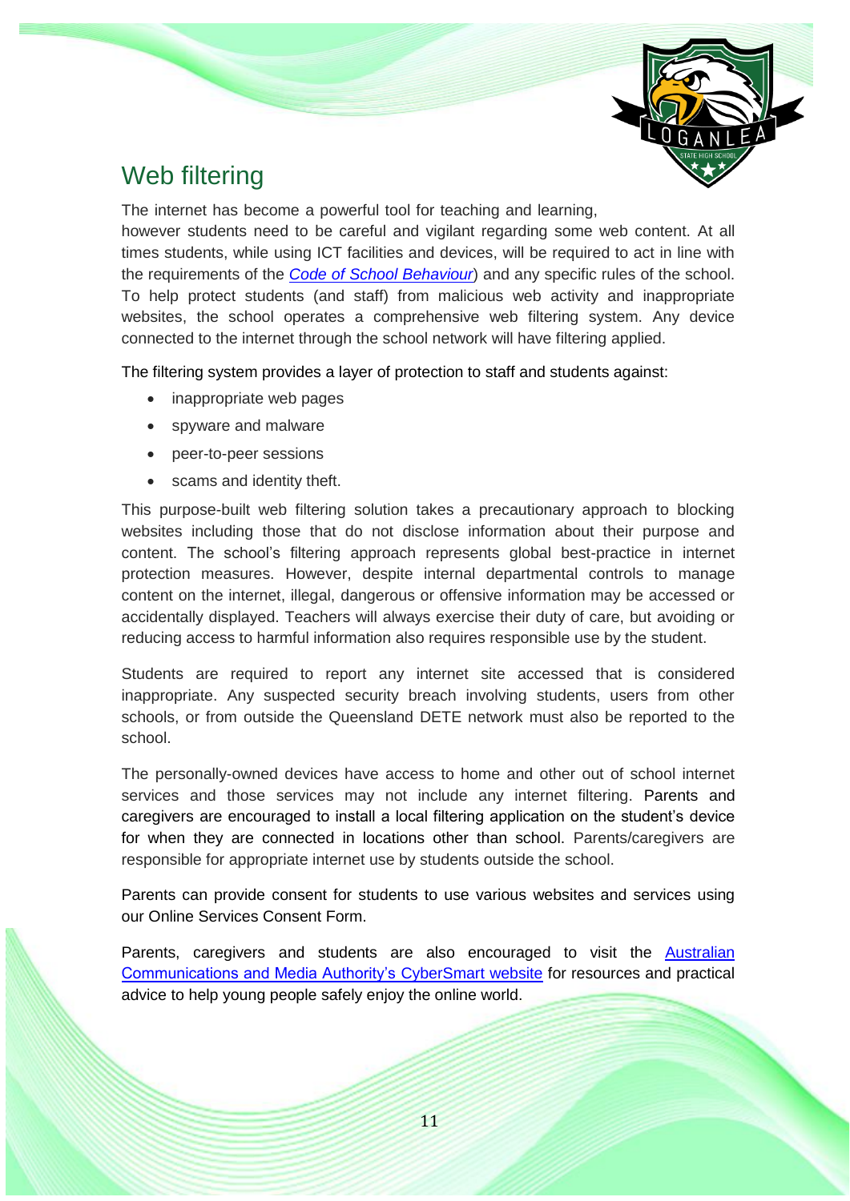## Web filtering

The internet has become a powerful tool for teaching and learning, however students need to be careful and vigilant regarding some web content. At all times students, while using ICT facilities and devices, will be required to act in line with the requirements of the *Code of School Behaviour*) and any specific rules of the school. To help protect students (and staff) from malicious web activity and inappropriate websites, the school operates a comprehensive web filtering system. Any device connected to the internet through the school network will have filtering applied.

The filtering system provides a layer of protection to staff and students against:

- inappropriate web pages
- spyware and malware
- peer-to-peer sessions
- scams and identity theft.

This purpose-built web filtering solution takes a precautionary approach to blocking websites including those that do not disclose information about their purpose and content. The school's filtering approach represents global best-practice in internet protection measures. However, despite internal departmental controls to manage content on the internet, illegal, dangerous or offensive information may be accessed or accidentally displayed. Teachers will always exercise their duty of care, but avoiding or reducing access to harmful information also requires responsible use by the student.

Students are required to report any internet site accessed that is considered inappropriate. Any suspected security breach involving students, users from other schools, or from outside the Queensland DETE network must also be reported to the school.

The personally-owned devices have access to home and other out of school internet services and those services may not include any internet filtering. Parents and caregivers are encouraged to install a local filtering application on the student's device for when they are connected in locations other than school. Parents/caregivers are responsible for appropriate internet use by students outside the school.

Parents can provide consent for students to use various websites and services using our Online Services Consent Form.

Parents, caregivers and students are also encouraged to visit the Australian Communications and Media Authority's CyberSmart website for resources and practical advice to help young people safely enjoy the online world.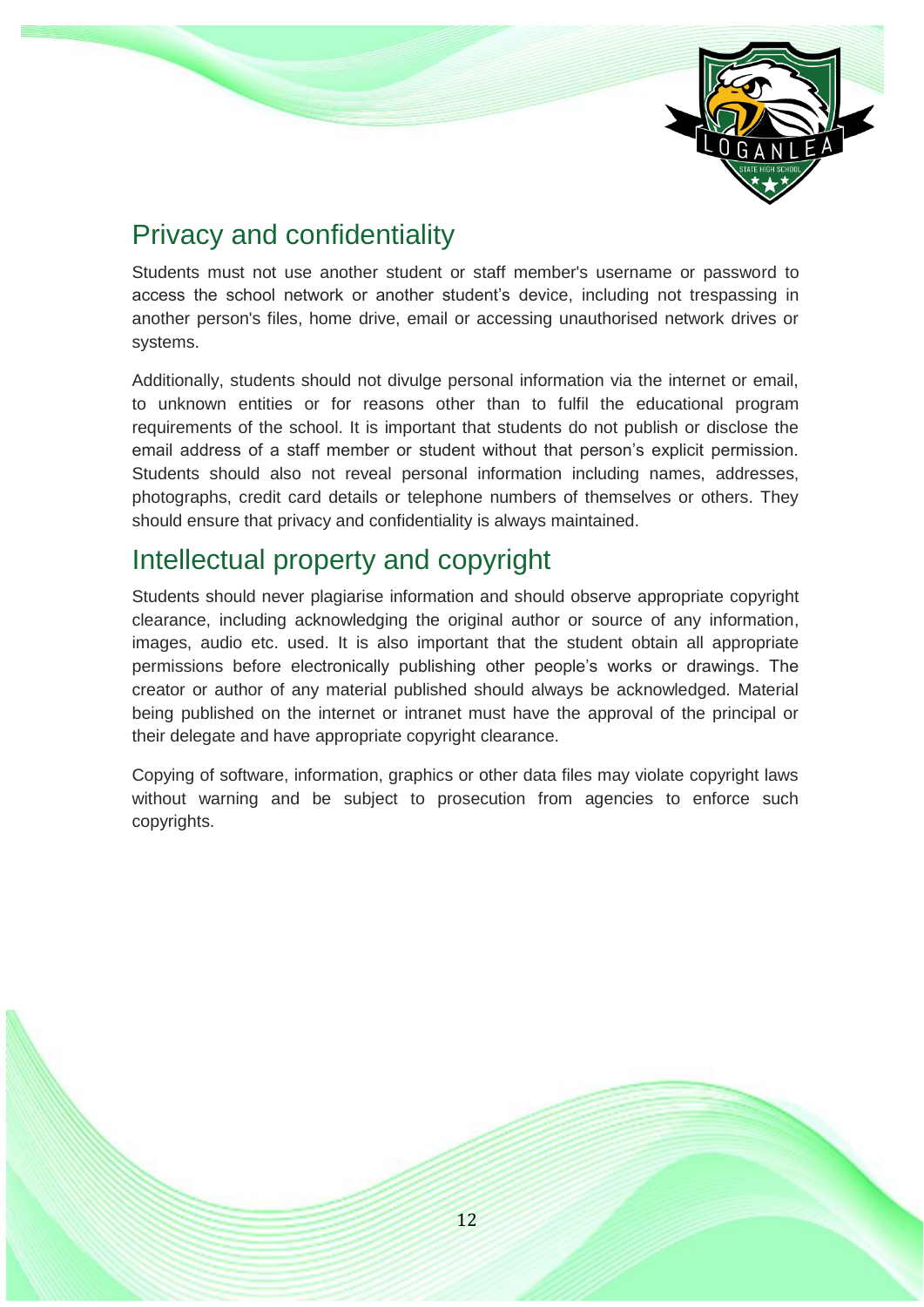## Privacy and confidentiality

Students must not use another student or staff member's username or password to access the school network or another student's device, including not trespassing in another person's files, home drive, email or accessing unauthorised network drives or systems.

Additionally, students should not divulge personal information via the internet or email, to unknown entities or for reasons other than to fulfil the educational program requirements of the school. It is important that students do not publish or disclose the email address of a staff member or student without that person's explicit permission. Students should also not reveal personal information including names, addresses, photographs, credit card details or telephone numbers of themselves or others. They should ensure that privacy and confidentiality is always maintained.

## Intellectual property and copyright

Students should never plagiarise information and should observe appropriate copyright clearance, including acknowledging the original author or source of any information, images, audio etc. used. It is also important that the student obtain all appropriate permissions before electronically publishing other people's works or drawings. The creator or author of any material published should always be acknowledged. Material being published on the internet or intranet must have the approval of the principal or their delegate and have appropriate copyright clearance.

Copying of software, information, graphics or other data files may violate copyright laws without warning and be subject to prosecution from agencies to enforce such copyrights.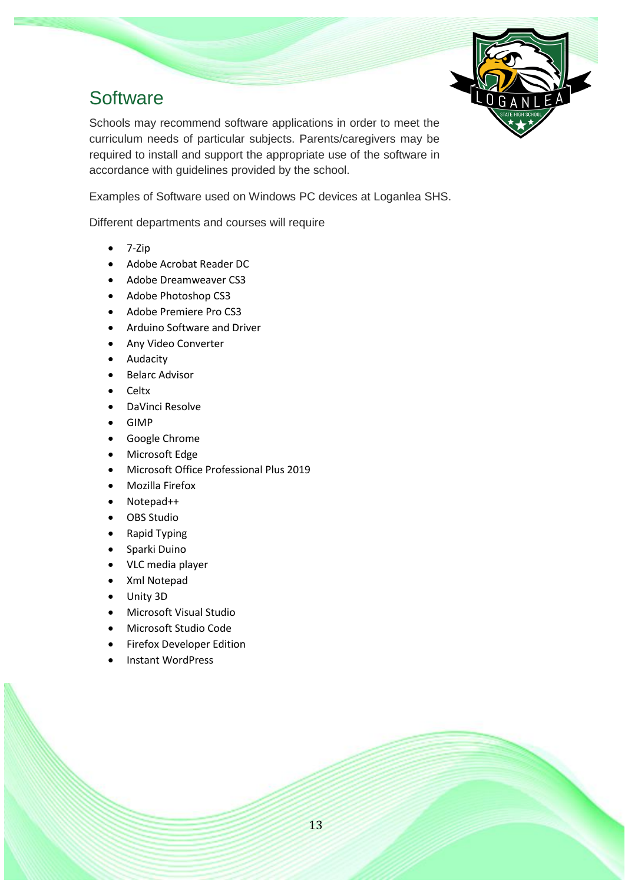## Software

Schools may recommend software applications in order to meet the curriculum needs of particular subjects. Parents/caregivers may be required to install and support the appropriate use of the software in accordance with guidelines provided by the school.

Examples of Software used on Windows PC devices at Loganlea SHS.

Different departments and courses will require

- 7-Zip
- Adobe Acrobat Reader DC
- Adobe Dreamweaver CS3
- Adobe Photoshop CS3
- Adobe Premiere Pro CS3
- Arduino Software and Driver
- Any Video Converter
- Audacity
- Belarc Advisor
- Celtx
- DaVinci Resolve
- GIMP
- Google Chrome
- Microsoft Edge
- Microsoft Office Professional Plus 2019
- Mozilla Firefox
- Notepad++
- OBS Studio
- Rapid Typing
- Sparki Duino
- VLC media player
- Xml Notepad
- Unity 3D
- Microsoft Visual Studio
- Microsoft Studio Code
- Firefox Developer Edition
- Instant WordPress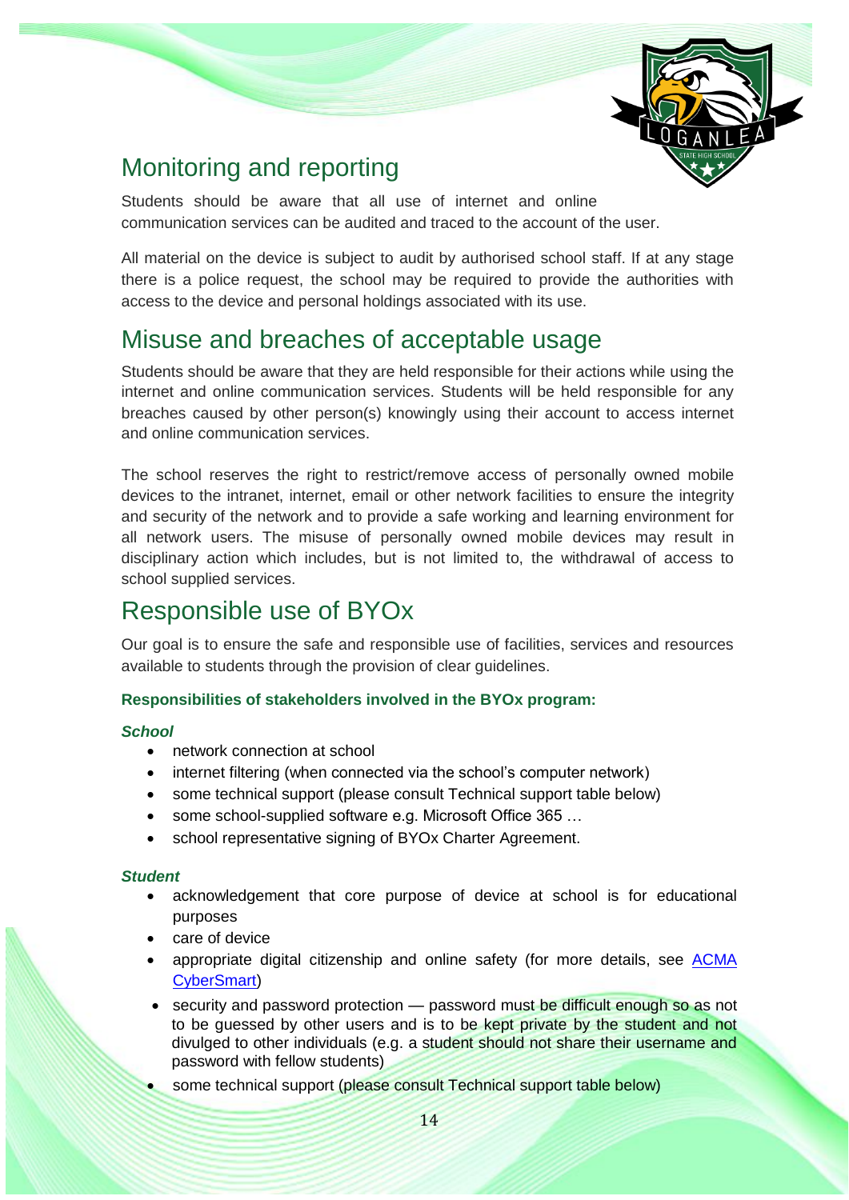## Monitoring and reporting

Students should be aware that all use of internet and online communication services can be audited and traced to the account of the user.

All material on the device is subject to audit by authorised school staff. If at any stage there is a police request, the school may be required to provide the authorities with access to the device and personal holdings associated with its use.

## Misuse and breaches of acceptable usage

Students should be aware that they are held responsible for their actions while using the internet and online communication services. Students will be held responsible for any breaches caused by other person(s) knowingly using their account to access internet and online communication services.

The school reserves the right to restrict/remove access of personally owned mobile devices to the intranet, internet, email or other network facilities to ensure the integrity and security of the network and to provide a safe working and learning environment for all network users. The misuse of personally owned mobile devices may result in disciplinary action which includes, but is not limited to, the withdrawal of access to school supplied services.

## Responsible use of BYOx

Our goal is to ensure the safe and responsible use of facilities, services and resources available to students through the provision of clear guidelines.

**Responsibilities of stakeholders involved in the BYOx program:**

***School***

- network connection at school
- internet filtering (when connected via the school's computer network)
- some technical support (please consult Technical support table below)
- some school-supplied software e.g. Microsoft Office 365 …
- school representative signing of BYOx Charter Agreement.

***Student***

- acknowledgement that core purpose of device at school is for educational purposes
- care of device
- appropriate digital citizenship and online safety (for more details, see ACMA CyberSmart)
- security and password protection — password must be difficult enough so as not to be guessed by other users and is to be kept private by the student and not divulged to other individuals (e.g. a student should not share their username and password with fellow students)
- some technical support (please consult Technical support table below)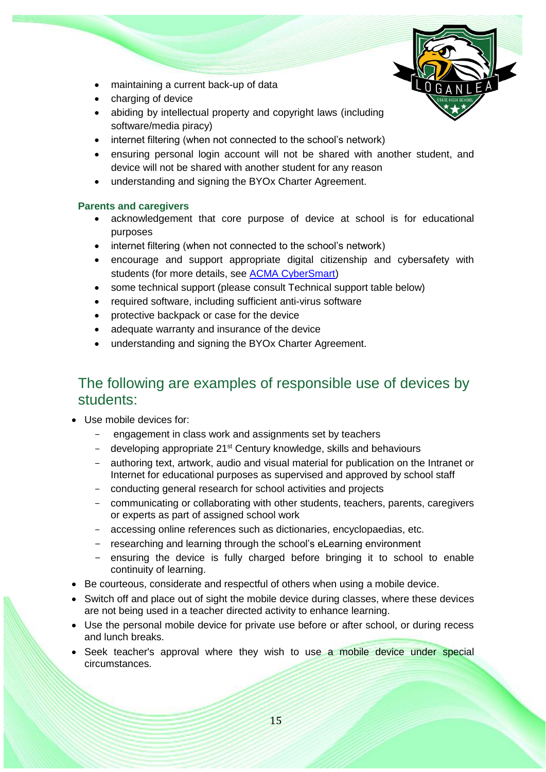- maintaining a current back-up of data
- charging of device
- abiding by intellectual property and copyright laws (including software/media piracy)
- internet filtering (when not connected to the school's network)
- ensuring personal login account will not be shared with another student, and device will not be shared with another student for any reason
- understanding and signing the BYOx Charter Agreement.

**Parents and caregivers**

- acknowledgement that core purpose of device at school is for educational purposes
- internet filtering (when not connected to the school's network)
- encourage and support appropriate digital citizenship and cybersafety with students (for more details, see [ACMA CyberSmart](ACMA CyberSmart))
- some technical support (please consult Technical support table below)
- required software, including sufficient anti-virus software
- protective backpack or case for the device
- adequate warranty and insurance of the device
- understanding and signing the BYOx Charter Agreement.

## The following are examples of responsible use of devices by students:

- Use mobile devices for:
  - engagement in class work and assignments set by teachers
  - developing appropriate 21st Century knowledge, skills and behaviours
  - authoring text, artwork, audio and visual material for publication on the Intranet or Internet for educational purposes as supervised and approved by school staff
  - conducting general research for school activities and projects
  - communicating or collaborating with other students, teachers, parents, caregivers or experts as part of assigned school work
  - accessing online references such as dictionaries, encyclopaedias, etc.
  - researching and learning through the school's eLearning environment
  - ensuring the device is fully charged before bringing it to school to enable continuity of learning.
- Be courteous, considerate and respectful of others when using a mobile device.
- Switch off and place out of sight the mobile device during classes, where these devices are not being used in a teacher directed activity to enhance learning.
- Use the personal mobile device for private use before or after school, or during recess and lunch breaks.
- Seek teacher's approval where they wish to use a mobile device under special circumstances.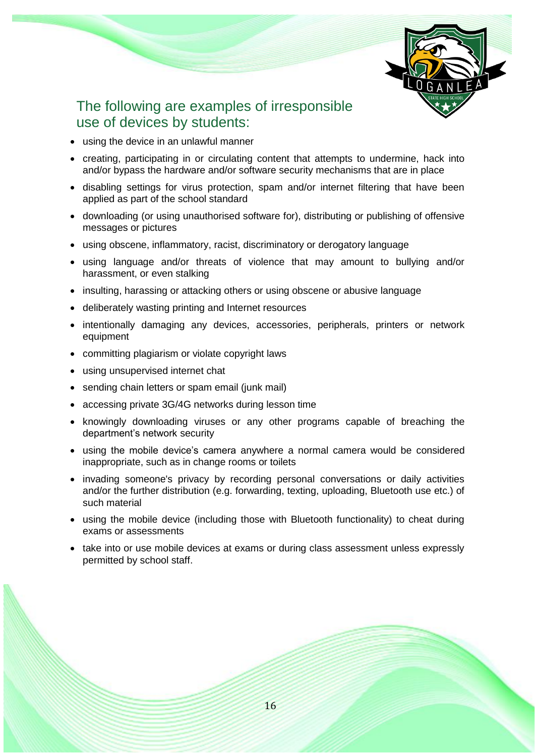## The following are examples of irresponsible use of devices by students:

- using the device in an unlawful manner
- creating, participating in or circulating content that attempts to undermine, hack into and/or bypass the hardware and/or software security mechanisms that are in place
- disabling settings for virus protection, spam and/or internet filtering that have been applied as part of the school standard
- downloading (or using unauthorised software for), distributing or publishing of offensive messages or pictures
- using obscene, inflammatory, racist, discriminatory or derogatory language
- using language and/or threats of violence that may amount to bullying and/or harassment, or even stalking
- insulting, harassing or attacking others or using obscene or abusive language
- deliberately wasting printing and Internet resources
- intentionally damaging any devices, accessories, peripherals, printers or network equipment
- committing plagiarism or violate copyright laws
- using unsupervised internet chat
- sending chain letters or spam email (junk mail)
- accessing private 3G/4G networks during lesson time
- knowingly downloading viruses or any other programs capable of breaching the department's network security
- using the mobile device's camera anywhere a normal camera would be considered inappropriate, such as in change rooms or toilets
- invading someone's privacy by recording personal conversations or daily activities and/or the further distribution (e.g. forwarding, texting, uploading, Bluetooth use etc.) of such material
- using the mobile device (including those with Bluetooth functionality) to cheat during exams or assessments
- take into or use mobile devices at exams or during class assessment unless expressly permitted by school staff.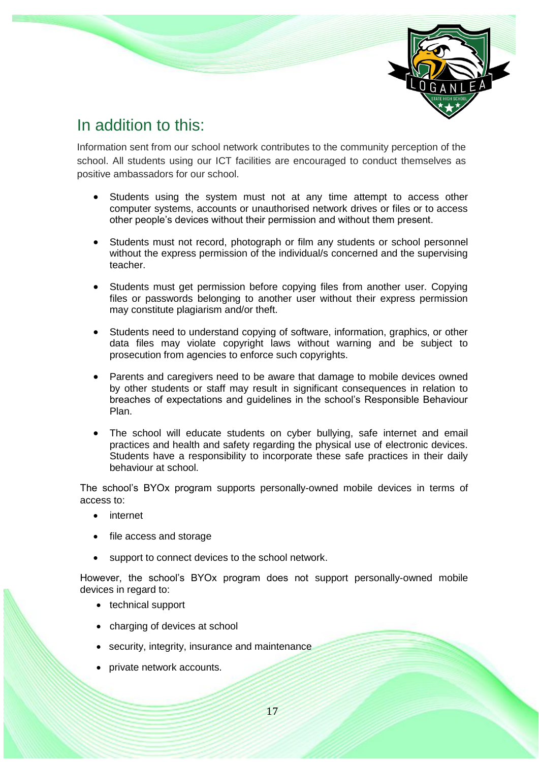## In addition to this:

Information sent from our school network contributes to the community perception of the school. All students using our ICT facilities are encouraged to conduct themselves as positive ambassadors for our school.

- Students using the system must not at any time attempt to access other computer systems, accounts or unauthorised network drives or files or to access other people's devices without their permission and without them present.
- Students must not record, photograph or film any students or school personnel without the express permission of the individual/s concerned and the supervising teacher.
- Students must get permission before copying files from another user. Copying files or passwords belonging to another user without their express permission may constitute plagiarism and/or theft.
- Students need to understand copying of software, information, graphics, or other data files may violate copyright laws without warning and be subject to prosecution from agencies to enforce such copyrights.
- Parents and caregivers need to be aware that damage to mobile devices owned by other students or staff may result in significant consequences in relation to breaches of expectations and guidelines in the school's Responsible Behaviour Plan.
- The school will educate students on cyber bullying, safe internet and email practices and health and safety regarding the physical use of electronic devices. Students have a responsibility to incorporate these safe practices in their daily behaviour at school.

The school's BYOx program supports personally-owned mobile devices in terms of access to:

- internet
- file access and storage
- support to connect devices to the school network.

However, the school's BYOx program does not support personally-owned mobile devices in regard to:

- technical support
- charging of devices at school
- security, integrity, insurance and maintenance
- private network accounts.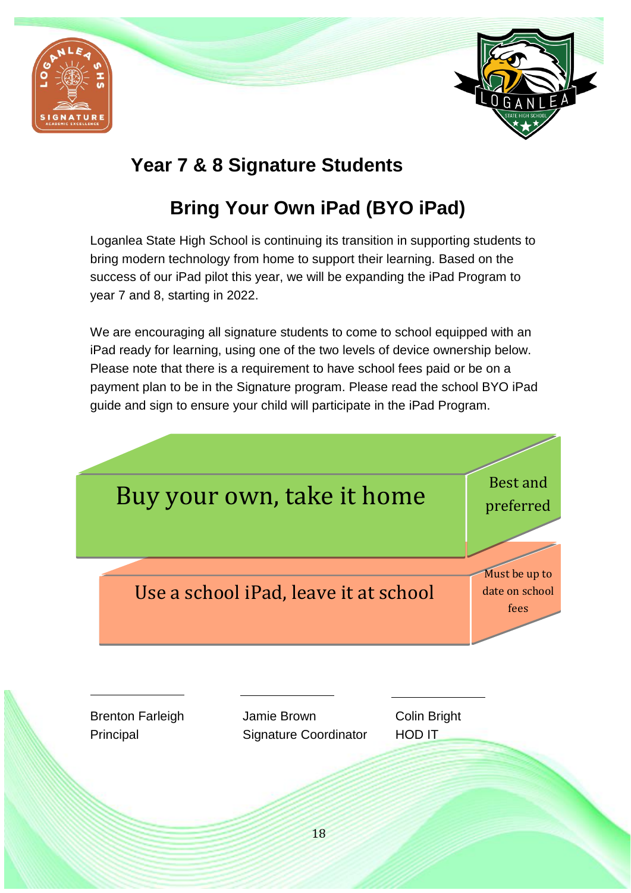## Year 7 & 8 Signature Students

## Bring Your Own iPad (BYO iPad)

Loganlea State High School is continuing its transition in supporting students to bring modern technology from home to support their learning. Based on the success of our iPad pilot this year, we will be expanding the iPad Program to year 7 and 8, starting in 2022.

We are encouraging all signature students to come to school equipped with an iPad ready for learning, using one of the two levels of device ownership below. Please note that there is a requirement to have school fees paid or be on a payment plan to be in the Signature program. Please read the school BYO iPad guide and sign to ensure your child will participate in the iPad Program.

| Option | Note |
| --- | --- |
| Buy your own, take it home | Best and preferred |
| Use a school iPad, leave it at school | Must be up to date on school fees |

| | | |
| --- | --- | --- |
| Brenton Farleigh | Jamie Brown | Colin Bright |
| Principal | Signature Coordinator | HOD IT |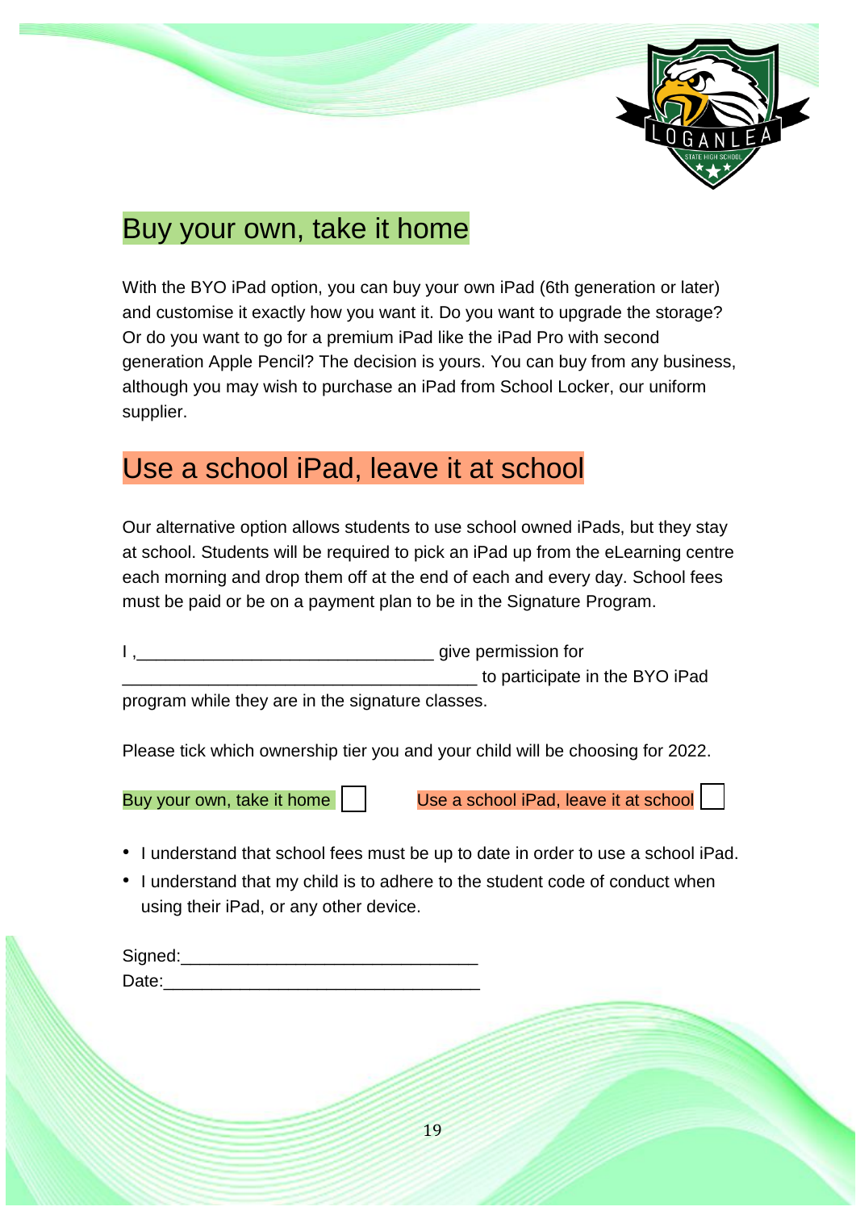## Buy your own, take it home

With the BYO iPad option, you can buy your own iPad (6th generation or later) and customise it exactly how you want it. Do you want to upgrade the storage? Or do you want to go for a premium iPad like the iPad Pro with second generation Apple Pencil? The decision is yours. You can buy from any business, although you may wish to purchase an iPad from School Locker, our uniform supplier.

## Use a school iPad, leave it at school

Our alternative option allows students to use school owned iPads, but they stay at school. Students will be required to pick an iPad up from the eLearning centre each morning and drop them off at the end of each and every day. School fees must be paid or be on a payment plan to be in the Signature Program.

I ,______________________________ give permission for ____________________________________ to participate in the BYO iPad program while they are in the signature classes.

Please tick which ownership tier you and your child will be choosing for 2022.

Buy your own, take it home ☐ Use a school iPad, leave it at school ☐

- I understand that school fees must be up to date in order to use a school iPad.
- I understand that my child is to adhere to the student code of conduct when using their iPad, or any other device.

Signed:______________________________

Date:________________________________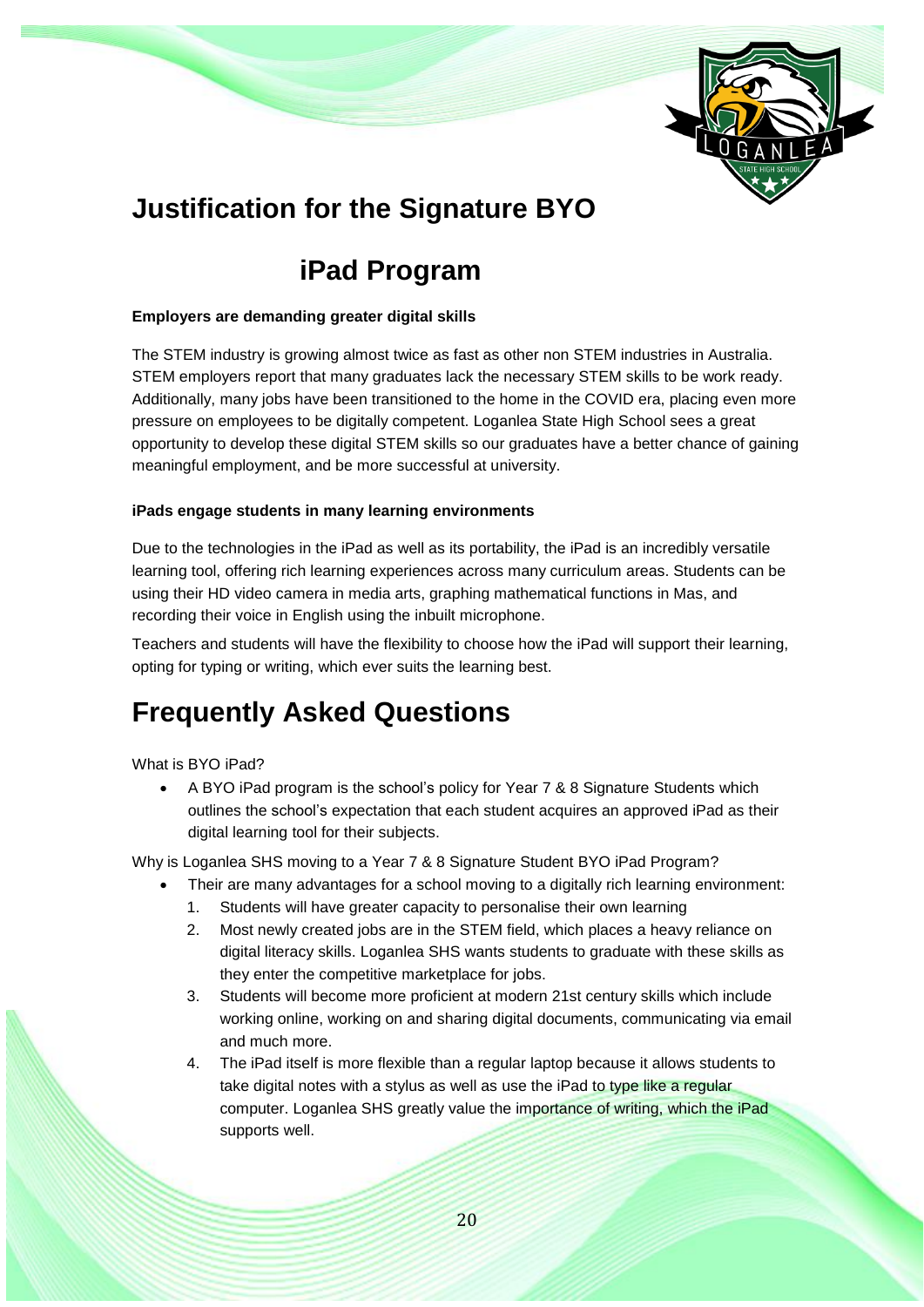# Justification for the Signature BYO iPad Program

**Employers are demanding greater digital skills**

The STEM industry is growing almost twice as fast as other non STEM industries in Australia. STEM employers report that many graduates lack the necessary STEM skills to be work ready. Additionally, many jobs have been transitioned to the home in the COVID era, placing even more pressure on employees to be digitally competent. Loganlea State High School sees a great opportunity to develop these digital STEM skills so our graduates have a better chance of gaining meaningful employment, and be more successful at university.

**iPads engage students in many learning environments**

Due to the technologies in the iPad as well as its portability, the iPad is an incredibly versatile learning tool, offering rich learning experiences across many curriculum areas. Students can be using their HD video camera in media arts, graphing mathematical functions in Mas, and recording their voice in English using the inbuilt microphone.

Teachers and students will have the flexibility to choose how the iPad will support their learning, opting for typing or writing, which ever suits the learning best.

# Frequently Asked Questions

What is BYO iPad?

- A BYO iPad program is the school's policy for Year 7 & 8 Signature Students which outlines the school's expectation that each student acquires an approved iPad as their digital learning tool for their subjects.

Why is Loganlea SHS moving to a Year 7 & 8 Signature Student BYO iPad Program?

- Their are many advantages for a school moving to a digitally rich learning environment:
  1. Students will have greater capacity to personalise their own learning
  2. Most newly created jobs are in the STEM field, which places a heavy reliance on digital literacy skills. Loganlea SHS wants students to graduate with these skills as they enter the competitive marketplace for jobs.
  3. Students will become more proficient at modern 21st century skills which include working online, working on and sharing digital documents, communicating via email and much more.
  4. The iPad itself is more flexible than a regular laptop because it allows students to take digital notes with a stylus as well as use the iPad to type like a regular computer. Loganlea SHS greatly value the importance of writing, which the iPad supports well.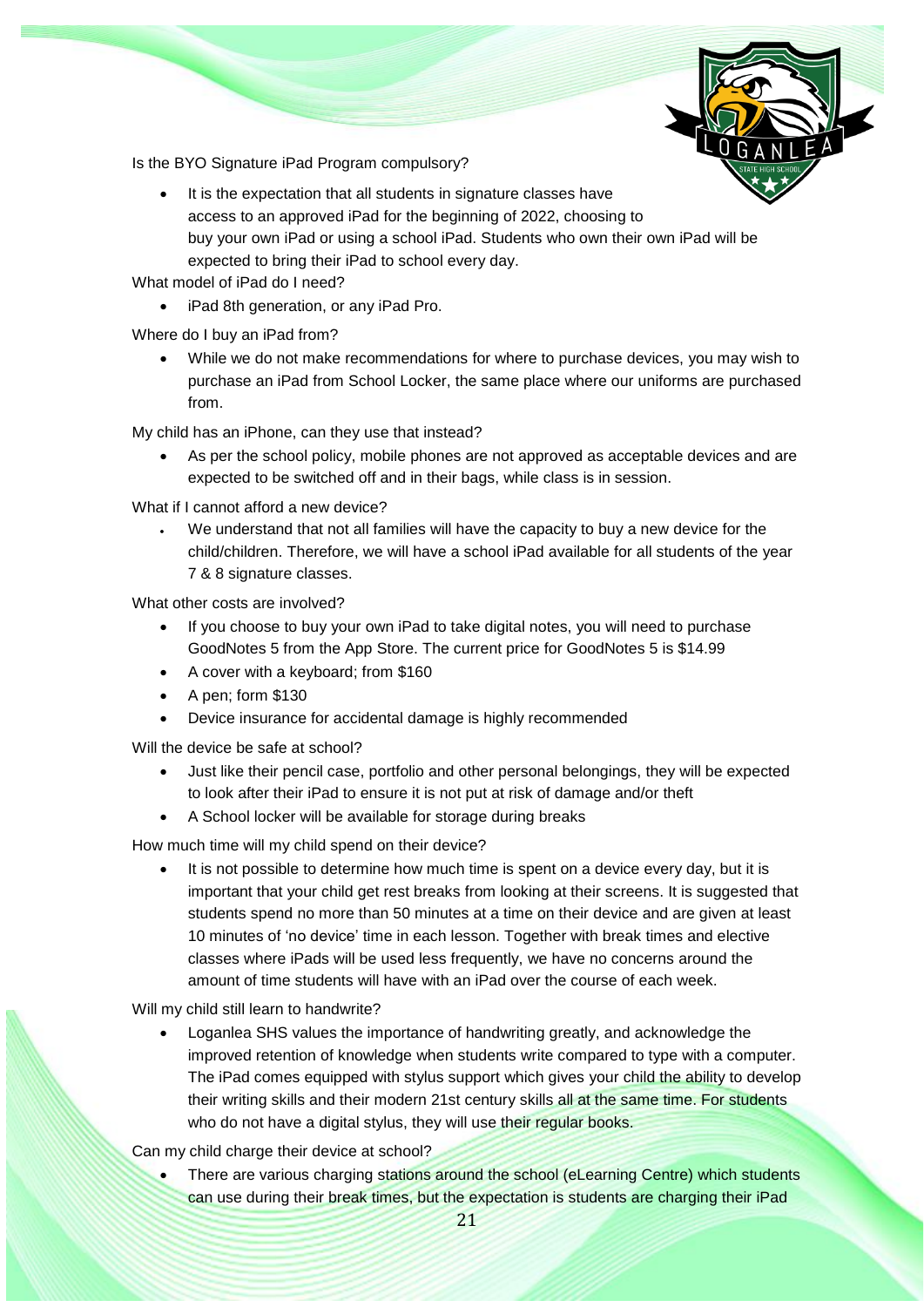Is the BYO Signature iPad Program compulsory?

- It is the expectation that all students in signature classes have access to an approved iPad for the beginning of 2022, choosing to buy your own iPad or using a school iPad. Students who own their own iPad will be expected to bring their iPad to school every day.

What model of iPad do I need?

- iPad 8th generation, or any iPad Pro.

Where do I buy an iPad from?

- While we do not make recommendations for where to purchase devices, you may wish to purchase an iPad from School Locker, the same place where our uniforms are purchased from.

My child has an iPhone, can they use that instead?

- As per the school policy, mobile phones are not approved as acceptable devices and are expected to be switched off and in their bags, while class is in session.

What if I cannot afford a new device?

- We understand that not all families will have the capacity to buy a new device for the child/children. Therefore, we will have a school iPad available for all students of the year 7 & 8 signature classes.

What other costs are involved?

- If you choose to buy your own iPad to take digital notes, you will need to purchase GoodNotes 5 from the App Store. The current price for GoodNotes 5 is $14.99
- A cover with a keyboard; from $160
- A pen; form $130
- Device insurance for accidental damage is highly recommended

Will the device be safe at school?

- Just like their pencil case, portfolio and other personal belongings, they will be expected to look after their iPad to ensure it is not put at risk of damage and/or theft
- A School locker will be available for storage during breaks

How much time will my child spend on their device?

- It is not possible to determine how much time is spent on a device every day, but it is important that your child get rest breaks from looking at their screens. It is suggested that students spend no more than 50 minutes at a time on their device and are given at least 10 minutes of 'no device' time in each lesson. Together with break times and elective classes where iPads will be used less frequently, we have no concerns around the amount of time students will have with an iPad over the course of each week.

Will my child still learn to handwrite?

- Loganlea SHS values the importance of handwriting greatly, and acknowledge the improved retention of knowledge when students write compared to type with a computer. The iPad comes equipped with stylus support which gives your child the ability to develop their writing skills and their modern 21st century skills all at the same time. For students who do not have a digital stylus, they will use their regular books.

Can my child charge their device at school?

- There are various charging stations around the school (eLearning Centre) which students can use during their break times, but the expectation is students are charging their iPad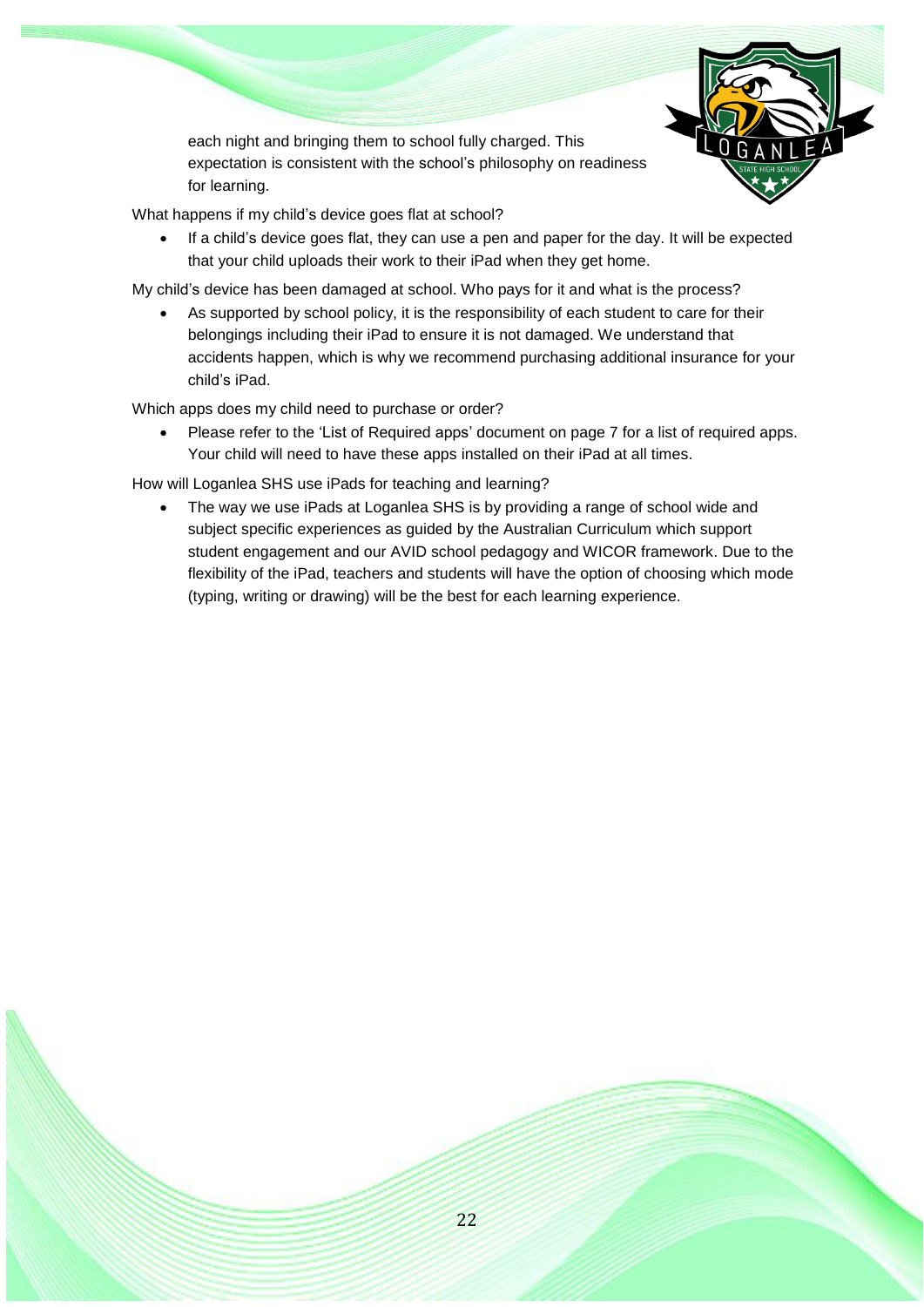each night and bringing them to school fully charged. This expectation is consistent with the school's philosophy on readiness for learning.

What happens if my child's device goes flat at school?

- If a child's device goes flat, they can use a pen and paper for the day. It will be expected that your child uploads their work to their iPad when they get home.

My child's device has been damaged at school. Who pays for it and what is the process?

- As supported by school policy, it is the responsibility of each student to care for their belongings including their iPad to ensure it is not damaged. We understand that accidents happen, which is why we recommend purchasing additional insurance for your child's iPad.

Which apps does my child need to purchase or order?

- Please refer to the 'List of Required apps' document on page 7 for a list of required apps. Your child will need to have these apps installed on their iPad at all times.

How will Loganlea SHS use iPads for teaching and learning?

- The way we use iPads at Loganlea SHS is by providing a range of school wide and subject specific experiences as guided by the Australian Curriculum which support student engagement and our AVID school pedagogy and WICOR framework. Due to the flexibility of the iPad, teachers and students will have the option of choosing which mode (typing, writing or drawing) will be the best for each learning experience.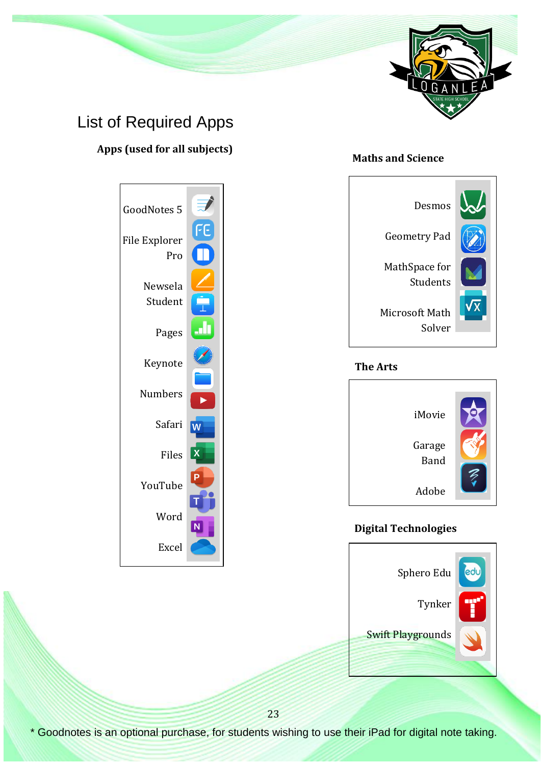# List of Required Apps

## Apps (used for all subjects)

- GoodNotes 5
- File Explorer Pro
- Newsela Student
- Pages
- Keynote
- Numbers
- Safari
- Files
- YouTube
- Word
- Excel

## Maths and Science

- Desmos
- Geometry Pad
- MathSpace for Students
- Microsoft Math Solver

## The Arts

- iMovie
- Garage Band
- Adobe

## Digital Technologies

- Sphero Edu
- Tynker
- Swift Playgrounds

* Goodnotes is an optional purchase, for students wishing to use their iPad for digital note taking.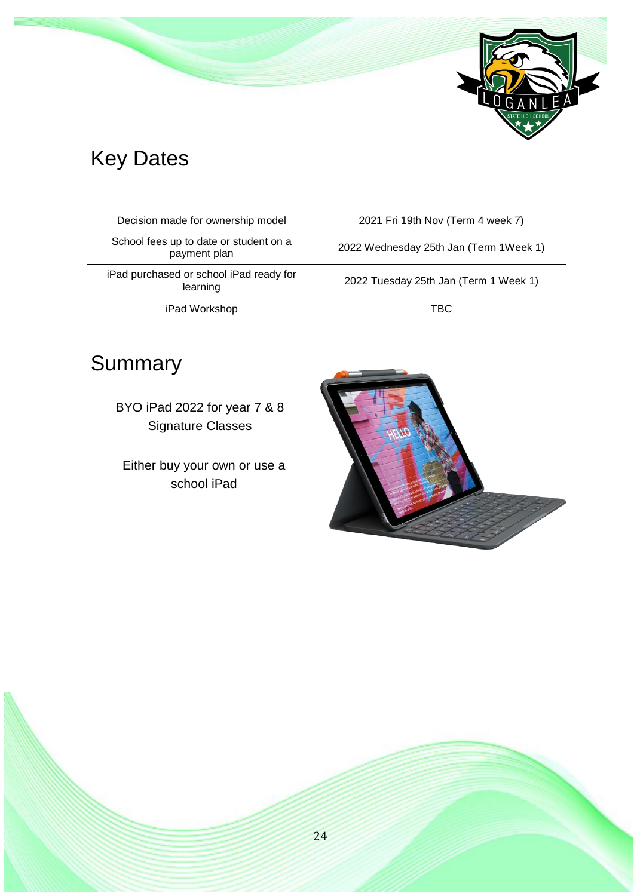## Key Dates

| Decision made for ownership model | 2021 Fri 19th Nov (Term 4 week 7) |
|---|---|
| School fees up to date or student on a payment plan | 2022 Wednesday 25th Jan (Term 1Week 1) |
| iPad purchased or school iPad ready for learning | 2022 Tuesday 25th Jan (Term 1 Week 1) |
| iPad Workshop | TBC |

## Summary

BYO iPad 2022 for year 7 & 8 Signature Classes

Either buy your own or use a school iPad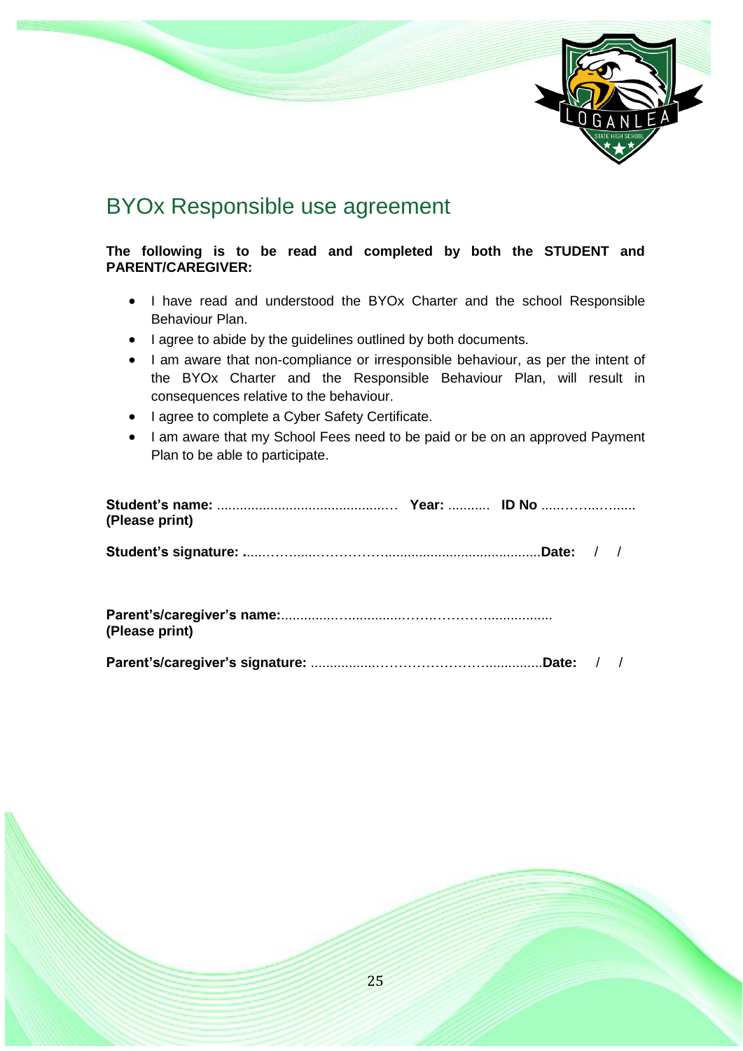# BYOx Responsible use agreement

**The following is to be read and completed by both the STUDENT and PARENT/CAREGIVER:**

- I have read and understood the BYOx Charter and the school Responsible Behaviour Plan.
- I agree to abide by the guidelines outlined by both documents.
- I am aware that non-compliance or irresponsible behaviour, as per the intent of the BYOx Charter and the Responsible Behaviour Plan, will result in consequences relative to the behaviour.
- I agree to complete a Cyber Safety Certificate.
- I am aware that my School Fees need to be paid or be on an approved Payment Plan to be able to participate.

**Student's name:** ............................................... **Year:** ........... **ID No** .......................
**(Please print)**

**Student's signature:** ........................................................................................**Date:** / /

**Parent's/caregiver's name:**..................................................................................
**(Please print)**

**Parent's/caregiver's signature:** ...........................................................................**Date:** / /